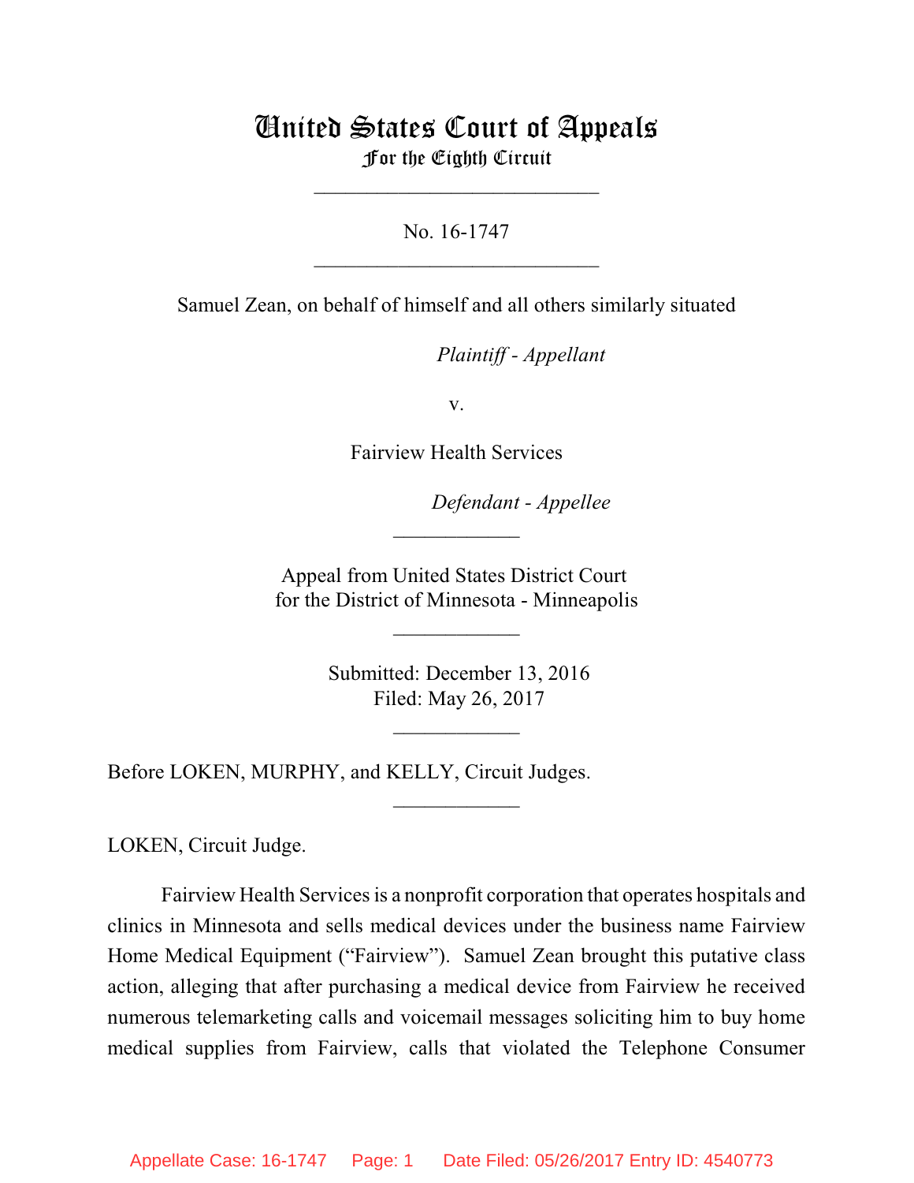# United States Court of Appeals
## For the Eighth Circuit

---

No. 16-1747

---

Samuel Zean, on behalf of himself and all others similarly situated

*Plaintiff - Appellant*

v.

Fairview Health Services

*Defendant - Appellee*

---

Appeal from United States District Court
for the District of Minnesota - Minneapolis

---

Submitted: December 13, 2016
Filed: May 26, 2017

---

Before LOKEN, MURPHY, and KELLY, Circuit Judges.

---

LOKEN, Circuit Judge.

Fairview Health Services is a nonprofit corporation that operates hospitals and clinics in Minnesota and sells medical devices under the business name Fairview Home Medical Equipment ("Fairview"). Samuel Zean brought this putative class action, alleging that after purchasing a medical device from Fairview he received numerous telemarketing calls and voicemail messages soliciting him to buy home medical supplies from Fairview, calls that violated the Telephone Consumer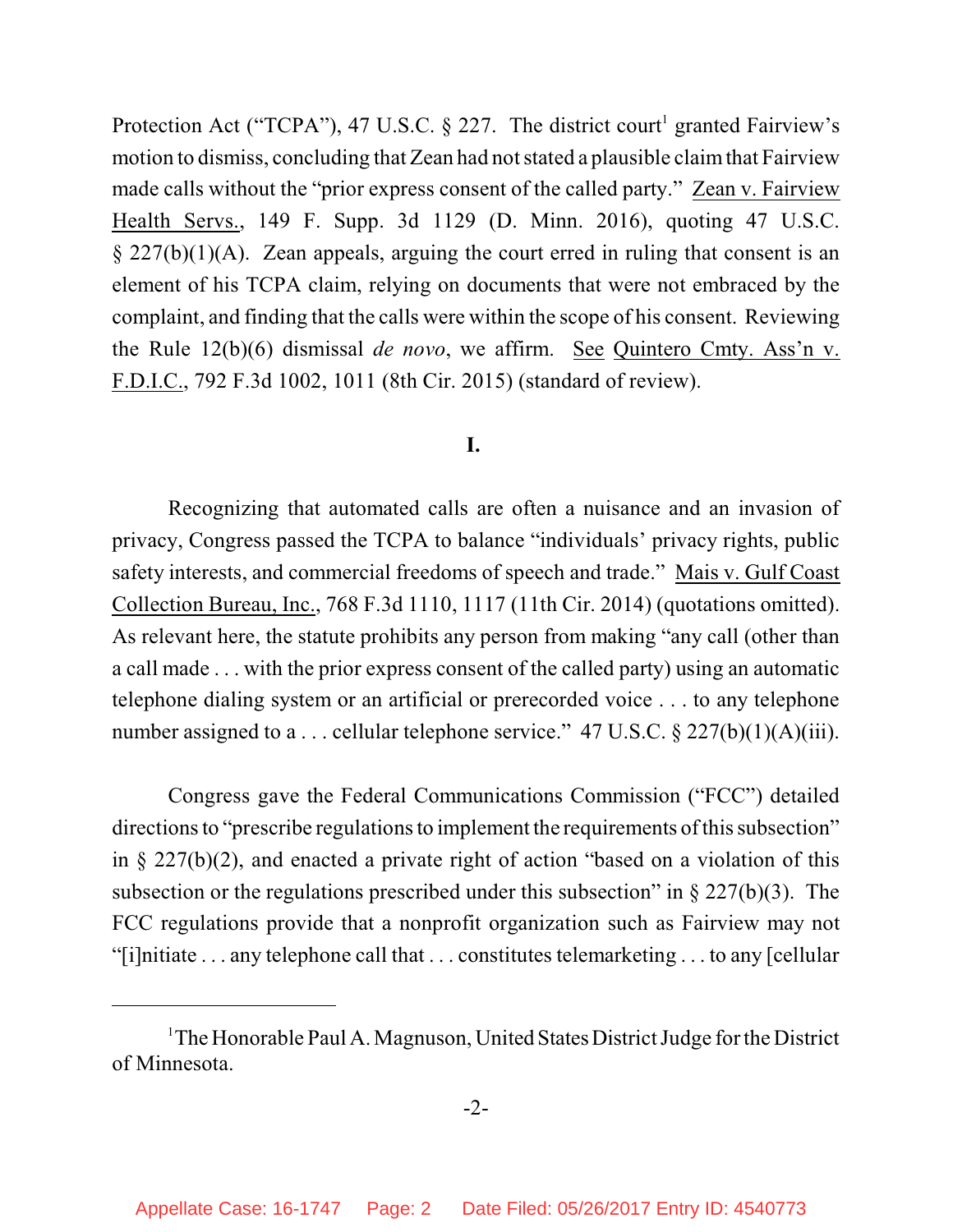Protection Act ("TCPA"), 47 U.S.C. § 227. The district court[1] granted Fairview's motion to dismiss, concluding that Zean had not stated a plausible claim that Fairview made calls without the "prior express consent of the called party." Zean v. Fairview Health Servs., 149 F. Supp. 3d 1129 (D. Minn. 2016), quoting 47 U.S.C. § 227(b)(1)(A). Zean appeals, arguing the court erred in ruling that consent is an element of his TCPA claim, relying on documents that were not embraced by the complaint, and finding that the calls were within the scope of his consent. Reviewing the Rule 12(b)(6) dismissal *de novo*, we affirm. See Quintero Cmty. Ass'n v. F.D.I.C., 792 F.3d 1002, 1011 (8th Cir. 2015) (standard of review).

## I.

Recognizing that automated calls are often a nuisance and an invasion of privacy, Congress passed the TCPA to balance "individuals' privacy rights, public safety interests, and commercial freedoms of speech and trade." Mais v. Gulf Coast Collection Bureau, Inc., 768 F.3d 1110, 1117 (11th Cir. 2014) (quotations omitted). As relevant here, the statute prohibits any person from making "any call (other than a call made . . . with the prior express consent of the called party) using an automatic telephone dialing system or an artificial or prerecorded voice . . . to any telephone number assigned to a . . . cellular telephone service." 47 U.S.C. § 227(b)(1)(A)(iii).

Congress gave the Federal Communications Commission ("FCC") detailed directions to "prescribe regulations to implement the requirements of this subsection" in § 227(b)(2), and enacted a private right of action "based on a violation of this subsection or the regulations prescribed under this subsection" in § 227(b)(3). The FCC regulations provide that a nonprofit organization such as Fairview may not "[i]nitiate . . . any telephone call that . . . constitutes telemarketing . . . to any [cellular

[1] The Honorable Paul A. Magnuson, United States District Judge for the District of Minnesota.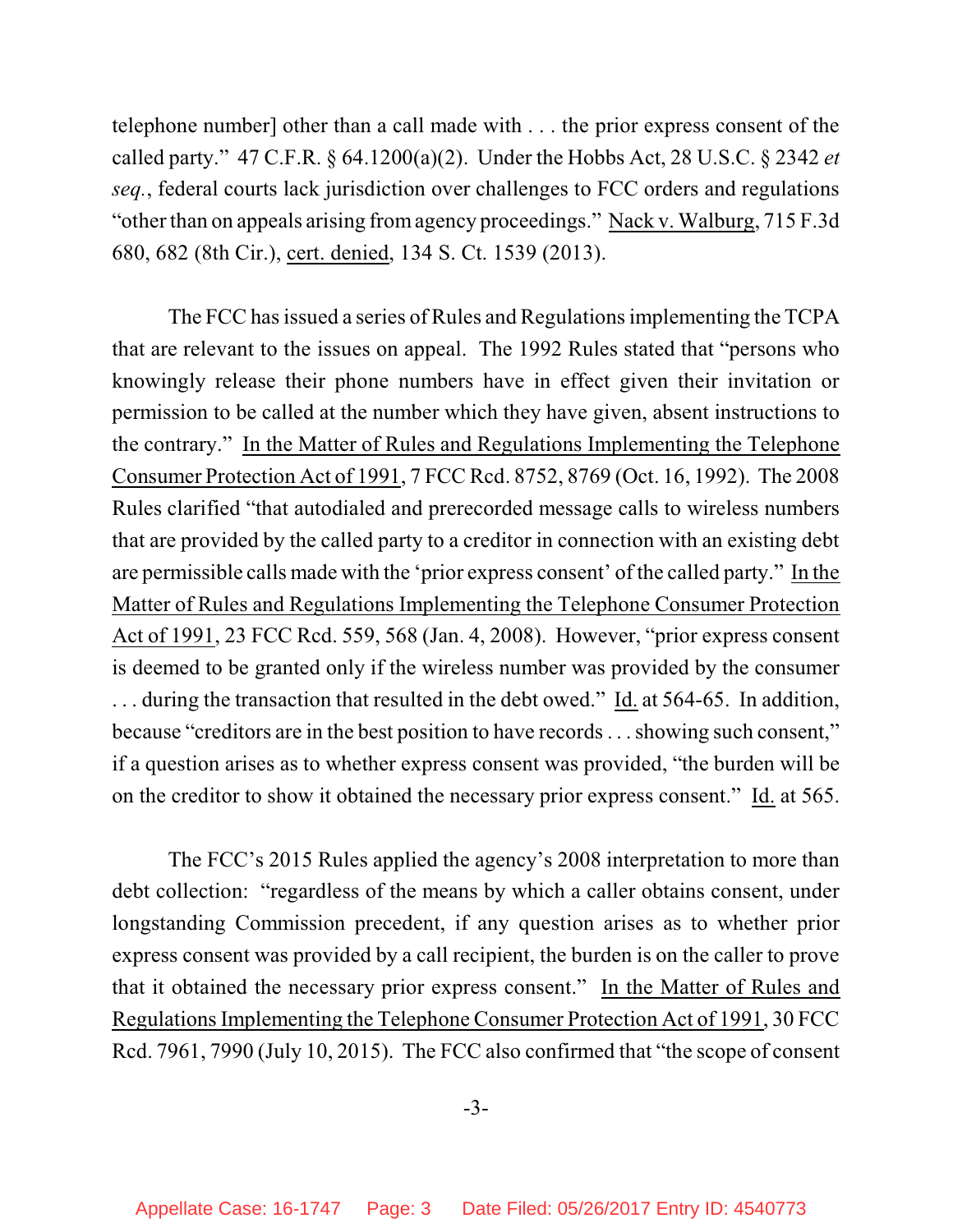telephone number] other than a call made with . . . the prior express consent of the called party." 47 C.F.R. § 64.1200(a)(2). Under the Hobbs Act, 28 U.S.C. § 2342 *et seq.*, federal courts lack jurisdiction over challenges to FCC orders and regulations "other than on appeals arising from agency proceedings." Nack v. Walburg, 715 F.3d 680, 682 (8th Cir.), cert. denied, 134 S. Ct. 1539 (2013).

The FCC has issued a series of Rules and Regulations implementing the TCPA that are relevant to the issues on appeal. The 1992 Rules stated that "persons who knowingly release their phone numbers have in effect given their invitation or permission to be called at the number which they have given, absent instructions to the contrary." In the Matter of Rules and Regulations Implementing the Telephone Consumer Protection Act of 1991, 7 FCC Rcd. 8752, 8769 (Oct. 16, 1992). The 2008 Rules clarified "that autodialed and prerecorded message calls to wireless numbers that are provided by the called party to a creditor in connection with an existing debt are permissible calls made with the 'prior express consent' of the called party." In the Matter of Rules and Regulations Implementing the Telephone Consumer Protection Act of 1991, 23 FCC Rcd. 559, 568 (Jan. 4, 2008). However, "prior express consent is deemed to be granted only if the wireless number was provided by the consumer . . . during the transaction that resulted in the debt owed." Id. at 564-65. In addition, because "creditors are in the best position to have records . . . showing such consent," if a question arises as to whether express consent was provided, "the burden will be on the creditor to show it obtained the necessary prior express consent." Id. at 565.

The FCC's 2015 Rules applied the agency's 2008 interpretation to more than debt collection: "regardless of the means by which a caller obtains consent, under longstanding Commission precedent, if any question arises as to whether prior express consent was provided by a call recipient, the burden is on the caller to prove that it obtained the necessary prior express consent." In the Matter of Rules and Regulations Implementing the Telephone Consumer Protection Act of 1991, 30 FCC Rcd. 7961, 7990 (July 10, 2015). The FCC also confirmed that "the scope of consent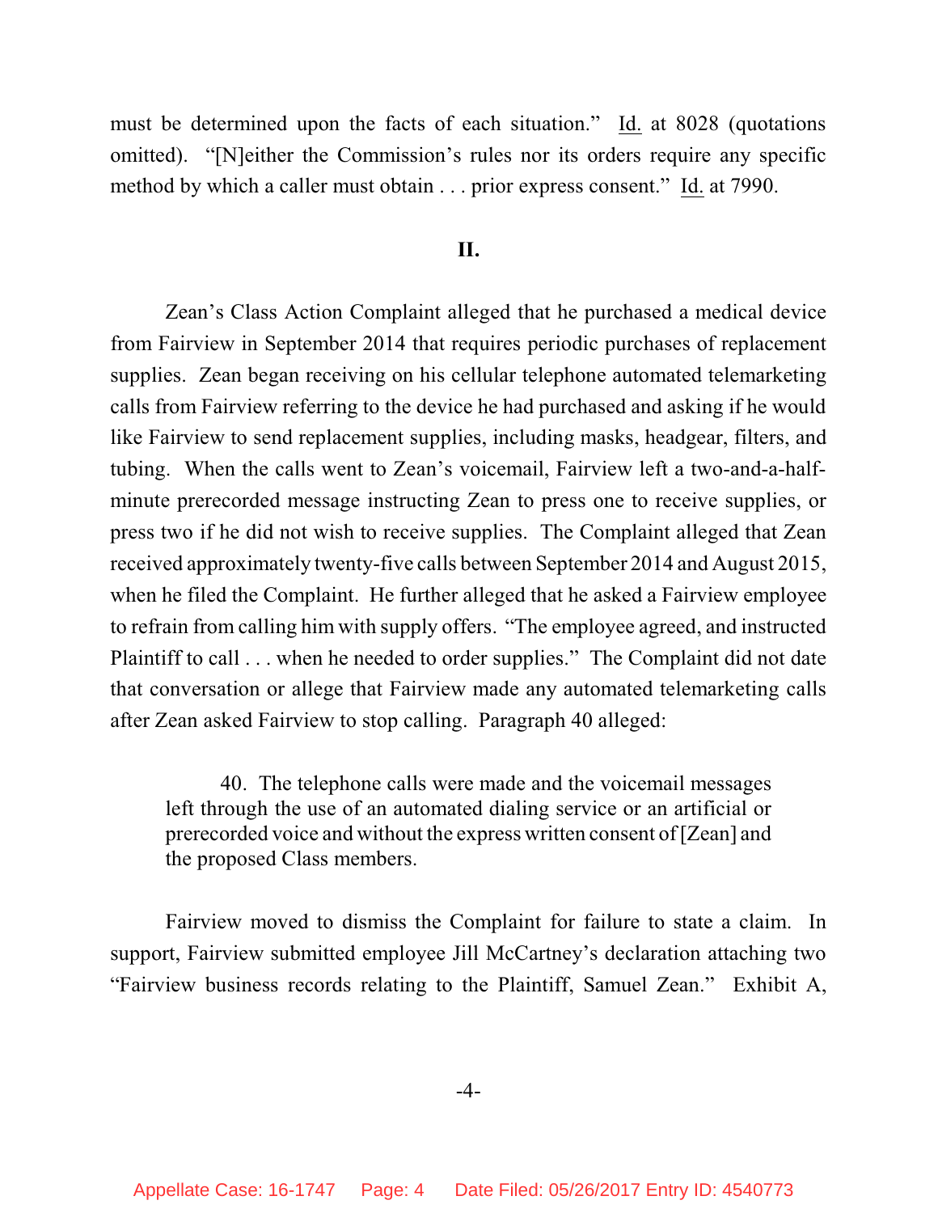must be determined upon the facts of each situation." Id. at 8028 (quotations omitted). "[N]either the Commission's rules nor its orders require any specific method by which a caller must obtain . . . prior express consent." Id. at 7990.

## II.

Zean's Class Action Complaint alleged that he purchased a medical device from Fairview in September 2014 that requires periodic purchases of replacement supplies. Zean began receiving on his cellular telephone automated telemarketing calls from Fairview referring to the device he had purchased and asking if he would like Fairview to send replacement supplies, including masks, headgear, filters, and tubing. When the calls went to Zean's voicemail, Fairview left a two-and-a-half-minute prerecorded message instructing Zean to press one to receive supplies, or press two if he did not wish to receive supplies. The Complaint alleged that Zean received approximately twenty-five calls between September 2014 and August 2015, when he filed the Complaint. He further alleged that he asked a Fairview employee to refrain from calling him with supply offers. "The employee agreed, and instructed Plaintiff to call . . . when he needed to order supplies." The Complaint did not date that conversation or allege that Fairview made any automated telemarketing calls after Zean asked Fairview to stop calling. Paragraph 40 alleged:

> 40. The telephone calls were made and the voicemail messages left through the use of an automated dialing service or an artificial or prerecorded voice and without the express written consent of [Zean] and the proposed Class members.

Fairview moved to dismiss the Complaint for failure to state a claim. In support, Fairview submitted employee Jill McCartney's declaration attaching two "Fairview business records relating to the Plaintiff, Samuel Zean." Exhibit A,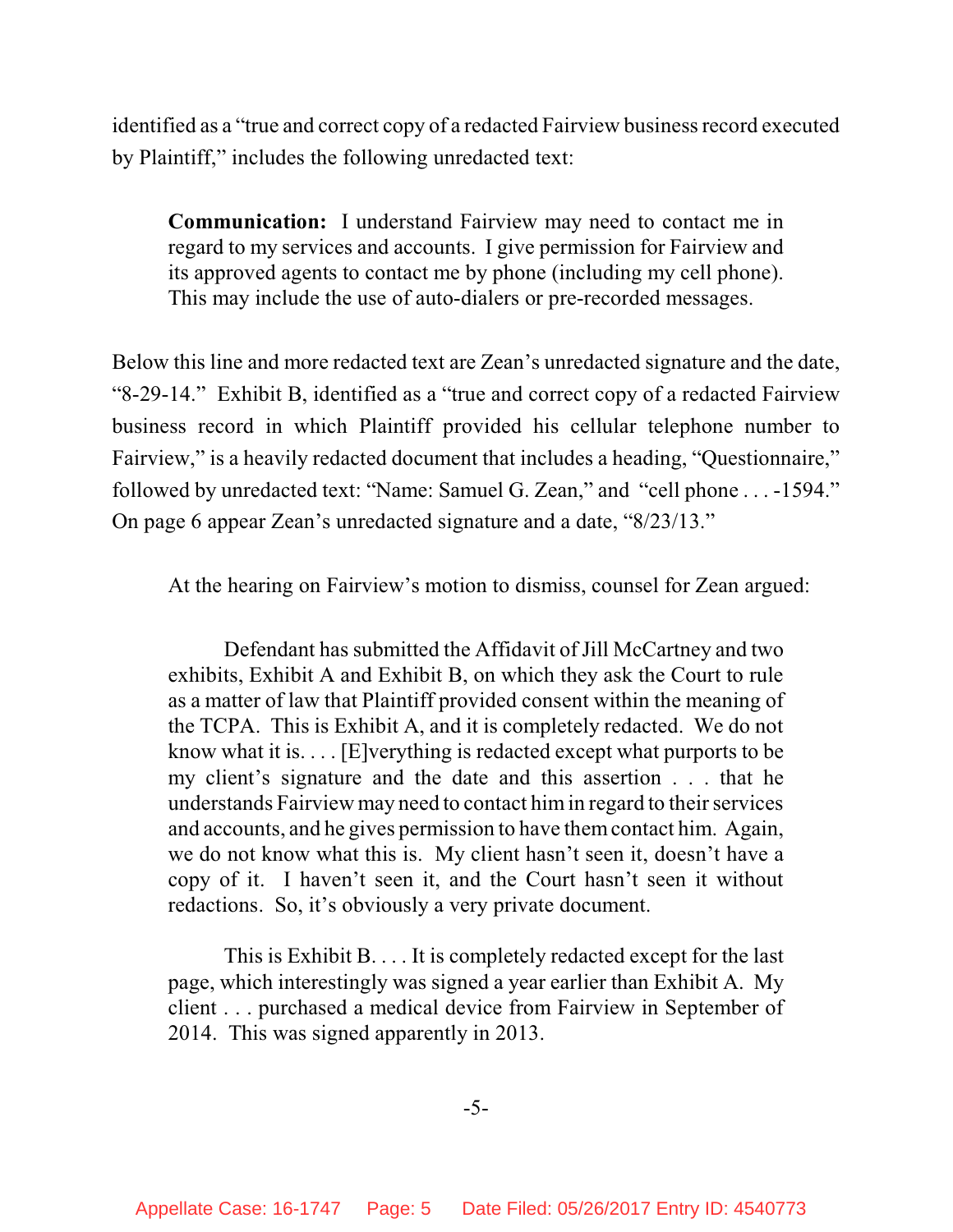identified as a "true and correct copy of a redacted Fairview business record executed by Plaintiff," includes the following unredacted text:

> **Communication:** I understand Fairview may need to contact me in regard to my services and accounts. I give permission for Fairview and its approved agents to contact me by phone (including my cell phone). This may include the use of auto-dialers or pre-recorded messages.

Below this line and more redacted text are Zean's unredacted signature and the date, "8-29-14." Exhibit B, identified as a "true and correct copy of a redacted Fairview business record in which Plaintiff provided his cellular telephone number to Fairview," is a heavily redacted document that includes a heading, "Questionnaire," followed by unredacted text: "Name: Samuel G. Zean," and "cell phone . . . -1594." On page 6 appear Zean's unredacted signature and a date, "8/23/13."

At the hearing on Fairview's motion to dismiss, counsel for Zean argued:

> Defendant has submitted the Affidavit of Jill McCartney and two exhibits, Exhibit A and Exhibit B, on which they ask the Court to rule as a matter of law that Plaintiff provided consent within the meaning of the TCPA. This is Exhibit A, and it is completely redacted. We do not know what it is. . . . [E]verything is redacted except what purports to be my client's signature and the date and this assertion . . . that he understands Fairview may need to contact him in regard to their services and accounts, and he gives permission to have them contact him. Again, we do not know what this is. My client hasn't seen it, doesn't have a copy of it. I haven't seen it, and the Court hasn't seen it without redactions. So, it's obviously a very private document.
>
> This is Exhibit B. . . . It is completely redacted except for the last page, which interestingly was signed a year earlier than Exhibit A. My client . . . purchased a medical device from Fairview in September of 2014. This was signed apparently in 2013.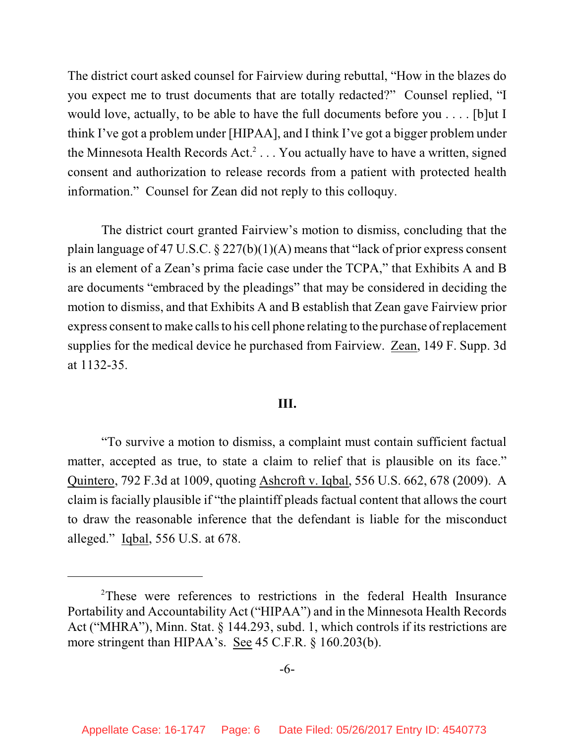The district court asked counsel for Fairview during rebuttal, "How in the blazes do you expect me to trust documents that are totally redacted?" Counsel replied, "I would love, actually, to be able to have the full documents before you . . . . [b]ut I think I've got a problem under [HIPAA], and I think I've got a bigger problem under the Minnesota Health Records Act.[2] . . . You actually have to have a written, signed consent and authorization to release records from a patient with protected health information." Counsel for Zean did not reply to this colloquy.

The district court granted Fairview's motion to dismiss, concluding that the plain language of 47 U.S.C. § 227(b)(1)(A) means that "lack of prior express consent is an element of a Zean's prima facie case under the TCPA," that Exhibits A and B are documents "embraced by the pleadings" that may be considered in deciding the motion to dismiss, and that Exhibits A and B establish that Zean gave Fairview prior express consent to make calls to his cell phone relating to the purchase of replacement supplies for the medical device he purchased from Fairview. Zean, 149 F. Supp. 3d at 1132-35.

### III.

"To survive a motion to dismiss, a complaint must contain sufficient factual matter, accepted as true, to state a claim to relief that is plausible on its face." Quintero, 792 F.3d at 1009, quoting Ashcroft v. Iqbal, 556 U.S. 662, 678 (2009). A claim is facially plausible if "the plaintiff pleads factual content that allows the court to draw the reasonable inference that the defendant is liable for the misconduct alleged." Iqbal, 556 U.S. at 678.

---

[2] These were references to restrictions in the federal Health Insurance Portability and Accountability Act ("HIPAA") and in the Minnesota Health Records Act ("MHRA"), Minn. Stat. § 144.293, subd. 1, which controls if its restrictions are more stringent than HIPAA's. See 45 C.F.R. § 160.203(b).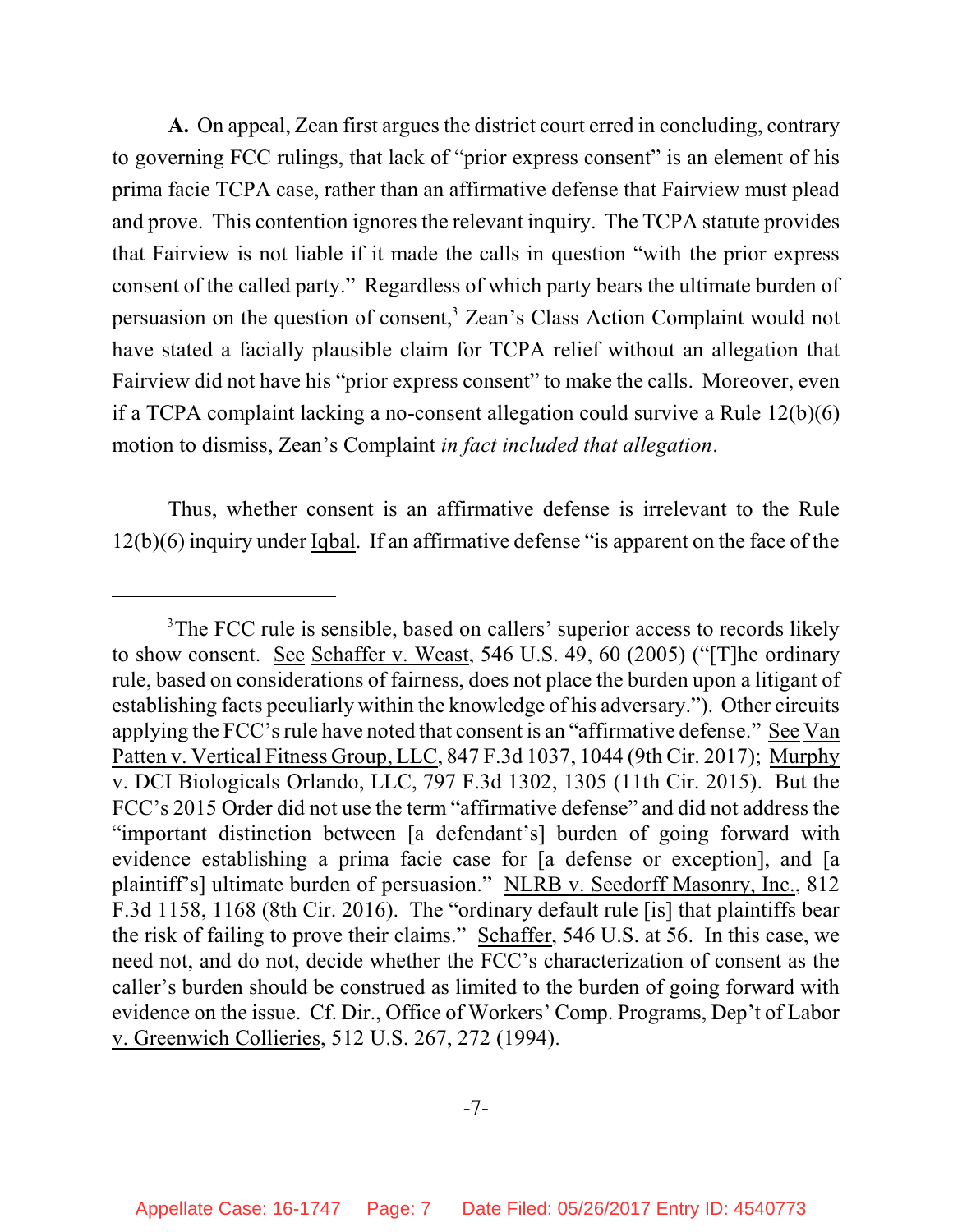**A.** On appeal, Zean first argues the district court erred in concluding, contrary to governing FCC rulings, that lack of "prior express consent" is an element of his prima facie TCPA case, rather than an affirmative defense that Fairview must plead and prove. This contention ignores the relevant inquiry. The TCPA statute provides that Fairview is not liable if it made the calls in question "with the prior express consent of the called party." Regardless of which party bears the ultimate burden of persuasion on the question of consent,[3] Zean's Class Action Complaint would not have stated a facially plausible claim for TCPA relief without an allegation that Fairview did not have his "prior express consent" to make the calls. Moreover, even if a TCPA complaint lacking a no-consent allegation could survive a Rule 12(b)(6) motion to dismiss, Zean's Complaint *in fact included that allegation*.

Thus, whether consent is an affirmative defense is irrelevant to the Rule 12(b)(6) inquiry under Iqbal. If an affirmative defense "is apparent on the face of the

---

[3] The FCC rule is sensible, based on callers' superior access to records likely to show consent. See Schaffer v. Weast, 546 U.S. 49, 60 (2005) ("[T]he ordinary rule, based on considerations of fairness, does not place the burden upon a litigant of establishing facts peculiarly within the knowledge of his adversary."). Other circuits applying the FCC's rule have noted that consent is an "affirmative defense." See Van Patten v. Vertical Fitness Group, LLC, 847 F.3d 1037, 1044 (9th Cir. 2017); Murphy v. DCI Biologicals Orlando, LLC, 797 F.3d 1302, 1305 (11th Cir. 2015). But the FCC's 2015 Order did not use the term "affirmative defense" and did not address the "important distinction between [a defendant's] burden of going forward with evidence establishing a prima facie case for [a defense or exception], and [a plaintiff's] ultimate burden of persuasion." NLRB v. Seedorff Masonry, Inc., 812 F.3d 1158, 1168 (8th Cir. 2016). The "ordinary default rule [is] that plaintiffs bear the risk of failing to prove their claims." Schaffer, 546 U.S. at 56. In this case, we need not, and do not, decide whether the FCC's characterization of consent as the caller's burden should be construed as limited to the burden of going forward with evidence on the issue. Cf. Dir., Office of Workers' Comp. Programs, Dep't of Labor v. Greenwich Collieries, 512 U.S. 267, 272 (1994).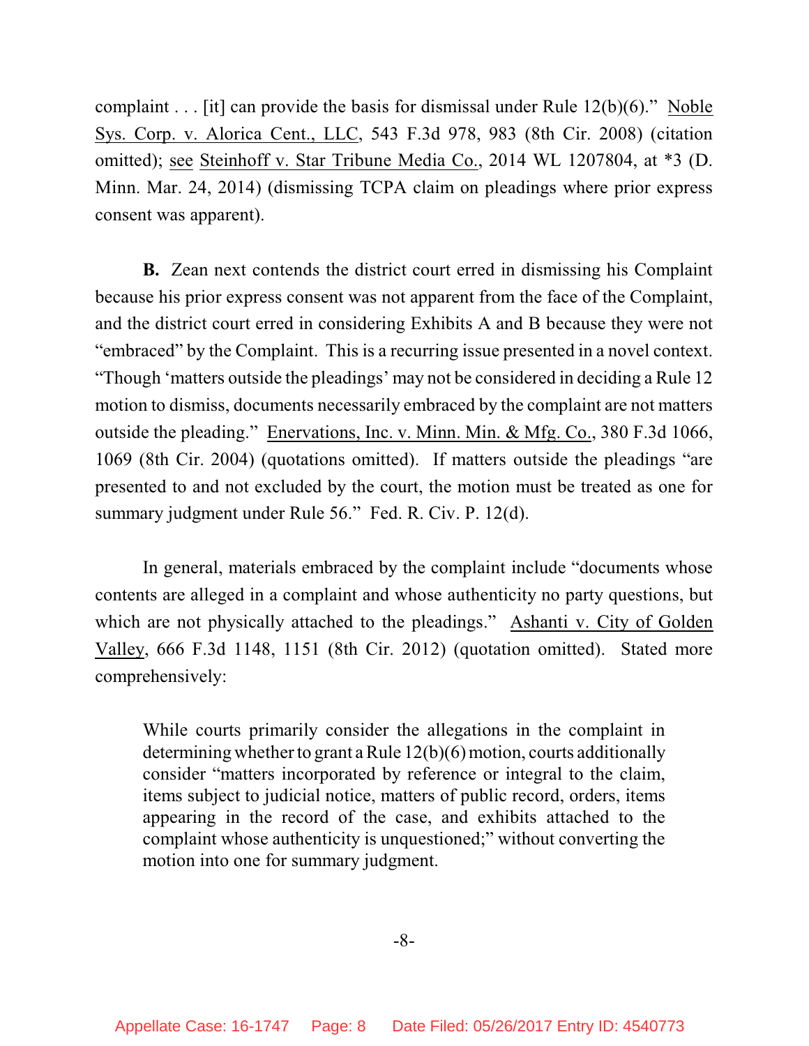complaint . . . [it] can provide the basis for dismissal under Rule 12(b)(6)." Noble Sys. Corp. v. Alorica Cent., LLC, 543 F.3d 978, 983 (8th Cir. 2008) (citation omitted); see Steinhoff v. Star Tribune Media Co., 2014 WL 1207804, at *3 (D. Minn. Mar. 24, 2014) (dismissing TCPA claim on pleadings where prior express consent was apparent).

**B.** Zean next contends the district court erred in dismissing his Complaint because his prior express consent was not apparent from the face of the Complaint, and the district court erred in considering Exhibits A and B because they were not "embraced" by the Complaint. This is a recurring issue presented in a novel context. "Though 'matters outside the pleadings' may not be considered in deciding a Rule 12 motion to dismiss, documents necessarily embraced by the complaint are not matters outside the pleading." Enervations, Inc. v. Minn. Min. & Mfg. Co., 380 F.3d 1066, 1069 (8th Cir. 2004) (quotations omitted). If matters outside the pleadings "are presented to and not excluded by the court, the motion must be treated as one for summary judgment under Rule 56." Fed. R. Civ. P. 12(d).

In general, materials embraced by the complaint include "documents whose contents are alleged in a complaint and whose authenticity no party questions, but which are not physically attached to the pleadings." Ashanti v. City of Golden Valley, 666 F.3d 1148, 1151 (8th Cir. 2012) (quotation omitted). Stated more comprehensively:

> While courts primarily consider the allegations in the complaint in determining whether to grant a Rule 12(b)(6) motion, courts additionally consider "matters incorporated by reference or integral to the claim, items subject to judicial notice, matters of public record, orders, items appearing in the record of the case, and exhibits attached to the complaint whose authenticity is unquestioned;" without converting the motion into one for summary judgment.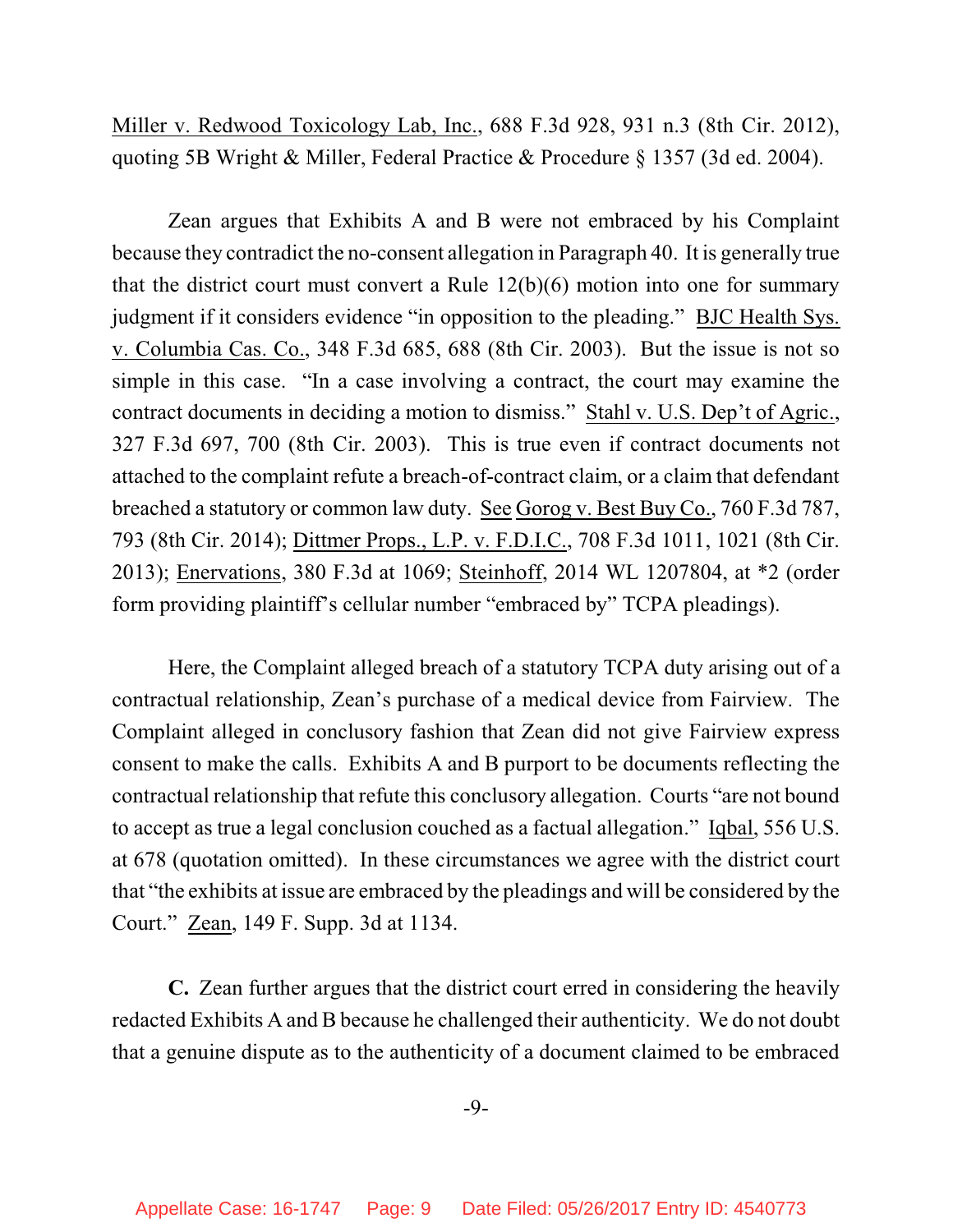Miller v. Redwood Toxicology Lab, Inc., 688 F.3d 928, 931 n.3 (8th Cir. 2012), quoting 5B Wright & Miller, Federal Practice & Procedure § 1357 (3d ed. 2004).

Zean argues that Exhibits A and B were not embraced by his Complaint because they contradict the no-consent allegation in Paragraph 40. It is generally true that the district court must convert a Rule 12(b)(6) motion into one for summary judgment if it considers evidence "in opposition to the pleading." BJC Health Sys. v. Columbia Cas. Co., 348 F.3d 685, 688 (8th Cir. 2003). But the issue is not so simple in this case. "In a case involving a contract, the court may examine the contract documents in deciding a motion to dismiss." Stahl v. U.S. Dep't of Agric., 327 F.3d 697, 700 (8th Cir. 2003). This is true even if contract documents not attached to the complaint refute a breach-of-contract claim, or a claim that defendant breached a statutory or common law duty. See Gorog v. Best Buy Co., 760 F.3d 787, 793 (8th Cir. 2014); Dittmer Props., L.P. v. F.D.I.C., 708 F.3d 1011, 1021 (8th Cir. 2013); Enervations, 380 F.3d at 1069; Steinhoff, 2014 WL 1207804, at *2 (order form providing plaintiff's cellular number "embraced by" TCPA pleadings).

Here, the Complaint alleged breach of a statutory TCPA duty arising out of a contractual relationship, Zean's purchase of a medical device from Fairview. The Complaint alleged in conclusory fashion that Zean did not give Fairview express consent to make the calls. Exhibits A and B purport to be documents reflecting the contractual relationship that refute this conclusory allegation. Courts "are not bound to accept as true a legal conclusion couched as a factual allegation." Iqbal, 556 U.S. at 678 (quotation omitted). In these circumstances we agree with the district court that "the exhibits at issue are embraced by the pleadings and will be considered by the Court." Zean, 149 F. Supp. 3d at 1134.

**C.** Zean further argues that the district court erred in considering the heavily redacted Exhibits A and B because he challenged their authenticity. We do not doubt that a genuine dispute as to the authenticity of a document claimed to be embraced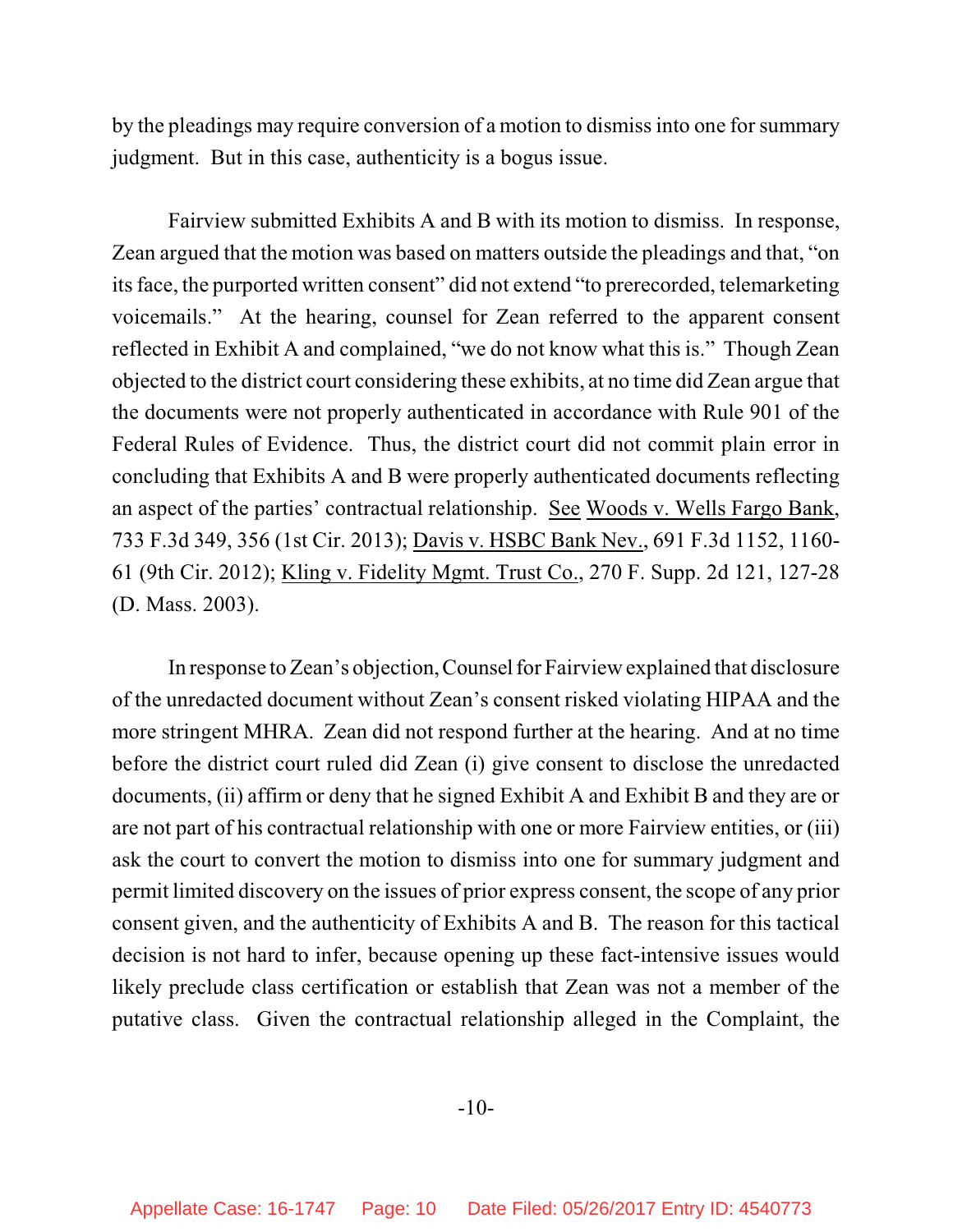by the pleadings may require conversion of a motion to dismiss into one for summary judgment. But in this case, authenticity is a bogus issue.

Fairview submitted Exhibits A and B with its motion to dismiss. In response, Zean argued that the motion was based on matters outside the pleadings and that, "on its face, the purported written consent" did not extend "to prerecorded, telemarketing voicemails." At the hearing, counsel for Zean referred to the apparent consent reflected in Exhibit A and complained, "we do not know what this is." Though Zean objected to the district court considering these exhibits, at no time did Zean argue that the documents were not properly authenticated in accordance with Rule 901 of the Federal Rules of Evidence. Thus, the district court did not commit plain error in concluding that Exhibits A and B were properly authenticated documents reflecting an aspect of the parties' contractual relationship. See Woods v. Wells Fargo Bank, 733 F.3d 349, 356 (1st Cir. 2013); Davis v. HSBC Bank Nev., 691 F.3d 1152, 1160-61 (9th Cir. 2012); Kling v. Fidelity Mgmt. Trust Co., 270 F. Supp. 2d 121, 127-28 (D. Mass. 2003).

In response to Zean's objection, Counsel for Fairview explained that disclosure of the unredacted document without Zean's consent risked violating HIPAA and the more stringent MHRA. Zean did not respond further at the hearing. And at no time before the district court ruled did Zean (i) give consent to disclose the unredacted documents, (ii) affirm or deny that he signed Exhibit A and Exhibit B and they are or are not part of his contractual relationship with one or more Fairview entities, or (iii) ask the court to convert the motion to dismiss into one for summary judgment and permit limited discovery on the issues of prior express consent, the scope of any prior consent given, and the authenticity of Exhibits A and B. The reason for this tactical decision is not hard to infer, because opening up these fact-intensive issues would likely preclude class certification or establish that Zean was not a member of the putative class. Given the contractual relationship alleged in the Complaint, the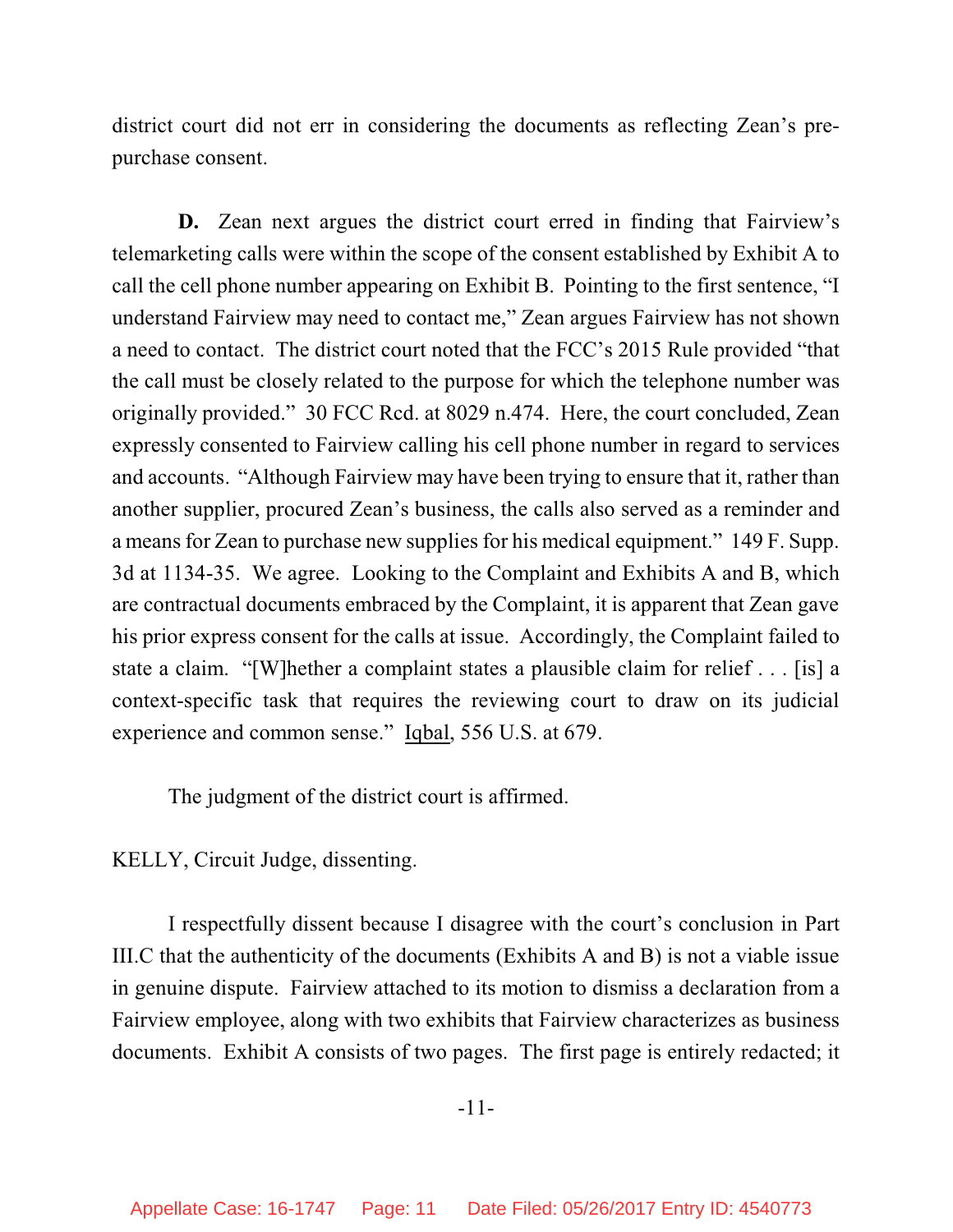district court did not err in considering the documents as reflecting Zean's pre-purchase consent.

**D.** Zean next argues the district court erred in finding that Fairview's telemarketing calls were within the scope of the consent established by Exhibit A to call the cell phone number appearing on Exhibit B. Pointing to the first sentence, "I understand Fairview may need to contact me," Zean argues Fairview has not shown a need to contact. The district court noted that the FCC's 2015 Rule provided "that the call must be closely related to the purpose for which the telephone number was originally provided." 30 FCC Rcd. at 8029 n.474. Here, the court concluded, Zean expressly consented to Fairview calling his cell phone number in regard to services and accounts. "Although Fairview may have been trying to ensure that it, rather than another supplier, procured Zean's business, the calls also served as a reminder and a means for Zean to purchase new supplies for his medical equipment." 149 F. Supp. 3d at 1134-35. We agree. Looking to the Complaint and Exhibits A and B, which are contractual documents embraced by the Complaint, it is apparent that Zean gave his prior express consent for the calls at issue. Accordingly, the Complaint failed to state a claim. "[W]hether a complaint states a plausible claim for relief . . . [is] a context-specific task that requires the reviewing court to draw on its judicial experience and common sense." Iqbal, 556 U.S. at 679.

The judgment of the district court is affirmed.

KELLY, Circuit Judge, dissenting.

I respectfully dissent because I disagree with the court's conclusion in Part III.C that the authenticity of the documents (Exhibits A and B) is not a viable issue in genuine dispute. Fairview attached to its motion to dismiss a declaration from a Fairview employee, along with two exhibits that Fairview characterizes as business documents. Exhibit A consists of two pages. The first page is entirely redacted; it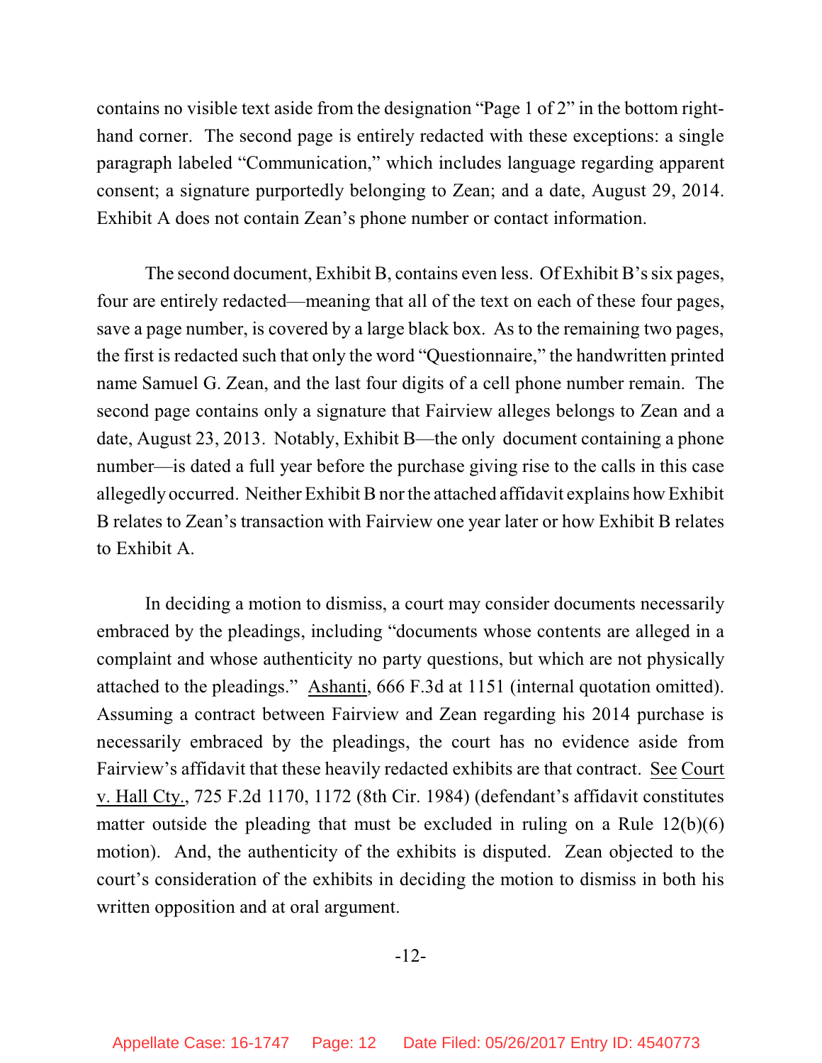contains no visible text aside from the designation "Page 1 of 2" in the bottom right-hand corner. The second page is entirely redacted with these exceptions: a single paragraph labeled "Communication," which includes language regarding apparent consent; a signature purportedly belonging to Zean; and a date, August 29, 2014. Exhibit A does not contain Zean's phone number or contact information.

The second document, Exhibit B, contains even less. Of Exhibit B's six pages, four are entirely redacted—meaning that all of the text on each of these four pages, save a page number, is covered by a large black box. As to the remaining two pages, the first is redacted such that only the word "Questionnaire," the handwritten printed name Samuel G. Zean, and the last four digits of a cell phone number remain. The second page contains only a signature that Fairview alleges belongs to Zean and a date, August 23, 2013. Notably, Exhibit B—the only document containing a phone number—is dated a full year before the purchase giving rise to the calls in this case allegedly occurred. Neither Exhibit B nor the attached affidavit explains how Exhibit B relates to Zean's transaction with Fairview one year later or how Exhibit B relates to Exhibit A.

In deciding a motion to dismiss, a court may consider documents necessarily embraced by the pleadings, including "documents whose contents are alleged in a complaint and whose authenticity no party questions, but which are not physically attached to the pleadings." Ashanti, 666 F.3d at 1151 (internal quotation omitted). Assuming a contract between Fairview and Zean regarding his 2014 purchase is necessarily embraced by the pleadings, the court has no evidence aside from Fairview's affidavit that these heavily redacted exhibits are that contract. See Court v. Hall Cty., 725 F.2d 1170, 1172 (8th Cir. 1984) (defendant's affidavit constitutes matter outside the pleading that must be excluded in ruling on a Rule 12(b)(6) motion). And, the authenticity of the exhibits is disputed. Zean objected to the court's consideration of the exhibits in deciding the motion to dismiss in both his written opposition and at oral argument.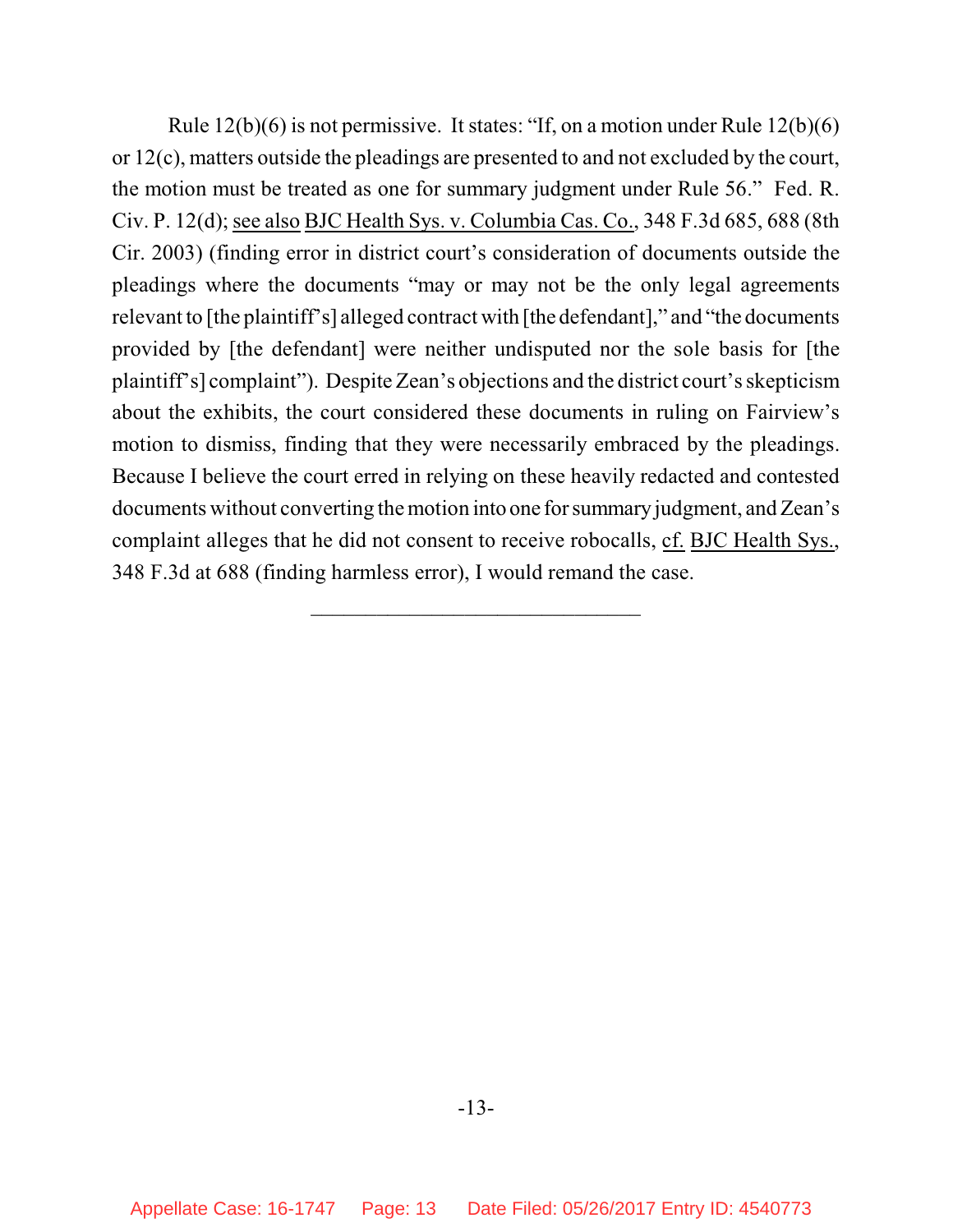Rule 12(b)(6) is not permissive. It states: "If, on a motion under Rule 12(b)(6) or 12(c), matters outside the pleadings are presented to and not excluded by the court, the motion must be treated as one for summary judgment under Rule 56." Fed. R. Civ. P. 12(d); see also BJC Health Sys. v. Columbia Cas. Co., 348 F.3d 685, 688 (8th Cir. 2003) (finding error in district court's consideration of documents outside the pleadings where the documents "may or may not be the only legal agreements relevant to [the plaintiff's] alleged contract with [the defendant]," and "the documents provided by [the defendant] were neither undisputed nor the sole basis for [the plaintiff's] complaint"). Despite Zean's objections and the district court's skepticism about the exhibits, the court considered these documents in ruling on Fairview's motion to dismiss, finding that they were necessarily embraced by the pleadings. Because I believe the court erred in relying on these heavily redacted and contested documents without converting the motion into one for summary judgment, and Zean's complaint alleges that he did not consent to receive robocalls, cf. BJC Health Sys., 348 F.3d at 688 (finding harmless error), I would remand the case.

______________________________